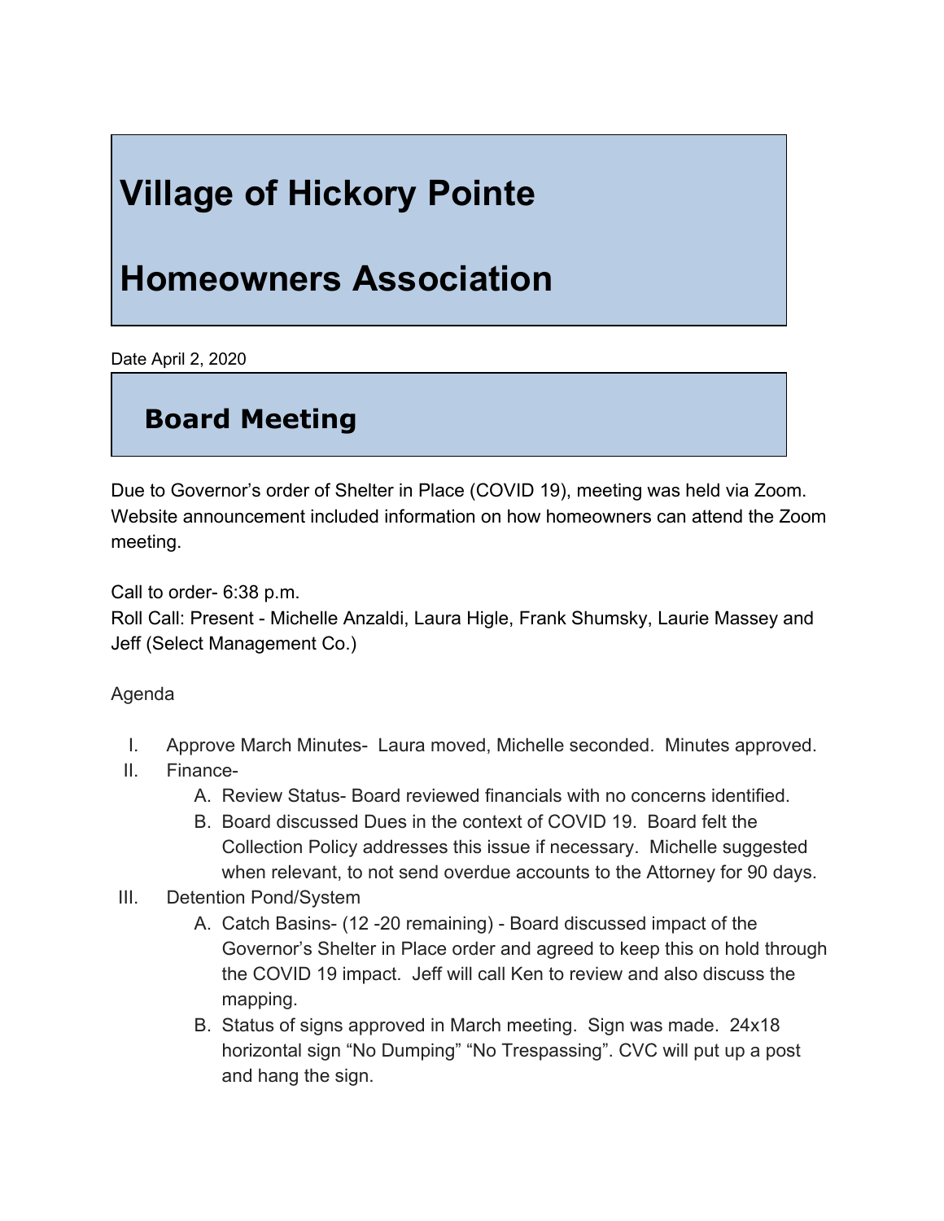# Village of Hickory Pointe

# Homeowners Association

Date April 2, 2020

## Board Meeting

Due to Governor's order of Shelter in Place (COVID 19), meeting was held via Zoom. Website announcement included information on how homeowners can attend the Zoom meeting.

Call to order- 6:38 p.m.
Roll Call: Present - Michelle Anzaldi, Laura Higle, Frank Shumsky, Laurie Massey and Jeff (Select Management Co.)

Agenda

I. Approve March Minutes- Laura moved, Michelle seconded. Minutes approved.
II. Finance-
   A. Review Status- Board reviewed financials with no concerns identified.
   B. Board discussed Dues in the context of COVID 19. Board felt the Collection Policy addresses this issue if necessary. Michelle suggested when relevant, to not send overdue accounts to the Attorney for 90 days.
III. Detention Pond/System
   A. Catch Basins- (12 -20 remaining) - Board discussed impact of the Governor's Shelter in Place order and agreed to keep this on hold through the COVID 19 impact. Jeff will call Ken to review and also discuss the mapping.
   B. Status of signs approved in March meeting. Sign was made. 24x18 horizontal sign "No Dumping" "No Trespassing". CVC will put up a post and hang the sign.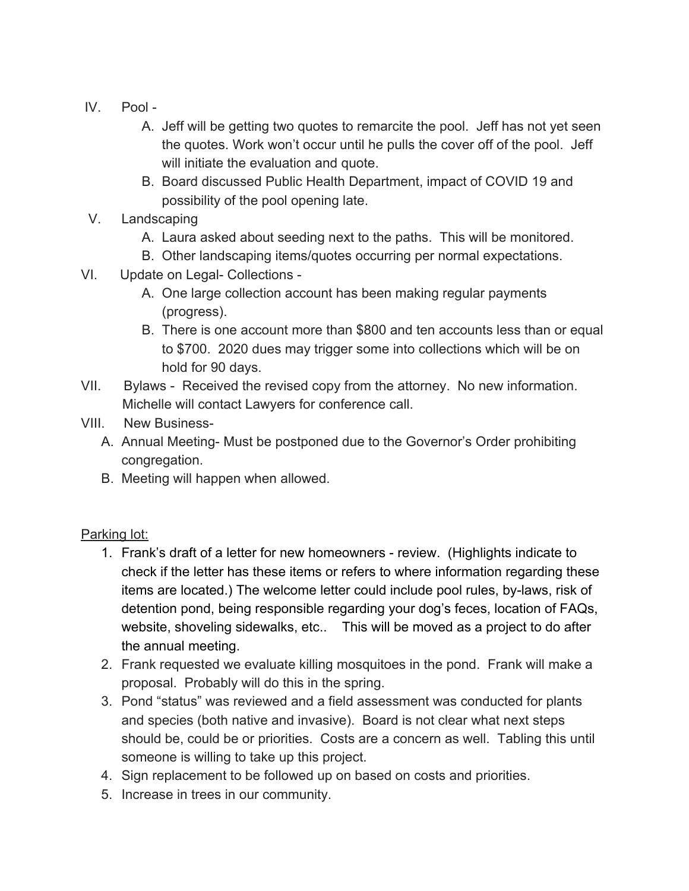IV. Pool -

   A. Jeff will be getting two quotes to remarcite the pool. Jeff has not yet seen the quotes. Work won't occur until he pulls the cover off of the pool. Jeff will initiate the evaluation and quote.

   B. Board discussed Public Health Department, impact of COVID 19 and possibility of the pool opening late.

V. Landscaping

   A. Laura asked about seeding next to the paths. This will be monitored.

   B. Other landscaping items/quotes occurring per normal expectations.

VI. Update on Legal- Collections -

   A. One large collection account has been making regular payments (progress).

   B. There is one account more than $800 and ten accounts less than or equal to $700. 2020 dues may trigger some into collections which will be on hold for 90 days.

VII. Bylaws - Received the revised copy from the attorney. No new information. Michelle will contact Lawyers for conference call.

VIII. New Business-

   A. Annual Meeting- Must be postponed due to the Governor's Order prohibiting congregation.

   B. Meeting will happen when allowed.

<u>Parking lot:</u>

1. Frank's draft of a letter for new homeowners - review. (Highlights indicate to check if the letter has these items or refers to where information regarding these items are located.) The welcome letter could include pool rules, by-laws, risk of detention pond, being responsible regarding your dog's feces, location of FAQs, website, shoveling sidewalks, etc.. This will be moved as a project to do after the annual meeting.
2. Frank requested we evaluate killing mosquitoes in the pond. Frank will make a proposal. Probably will do this in the spring.
3. Pond "status" was reviewed and a field assessment was conducted for plants and species (both native and invasive). Board is not clear what next steps should be, could be or priorities. Costs are a concern as well. Tabling this until someone is willing to take up this project.
4. Sign replacement to be followed up on based on costs and priorities.
5. Increase in trees in our community.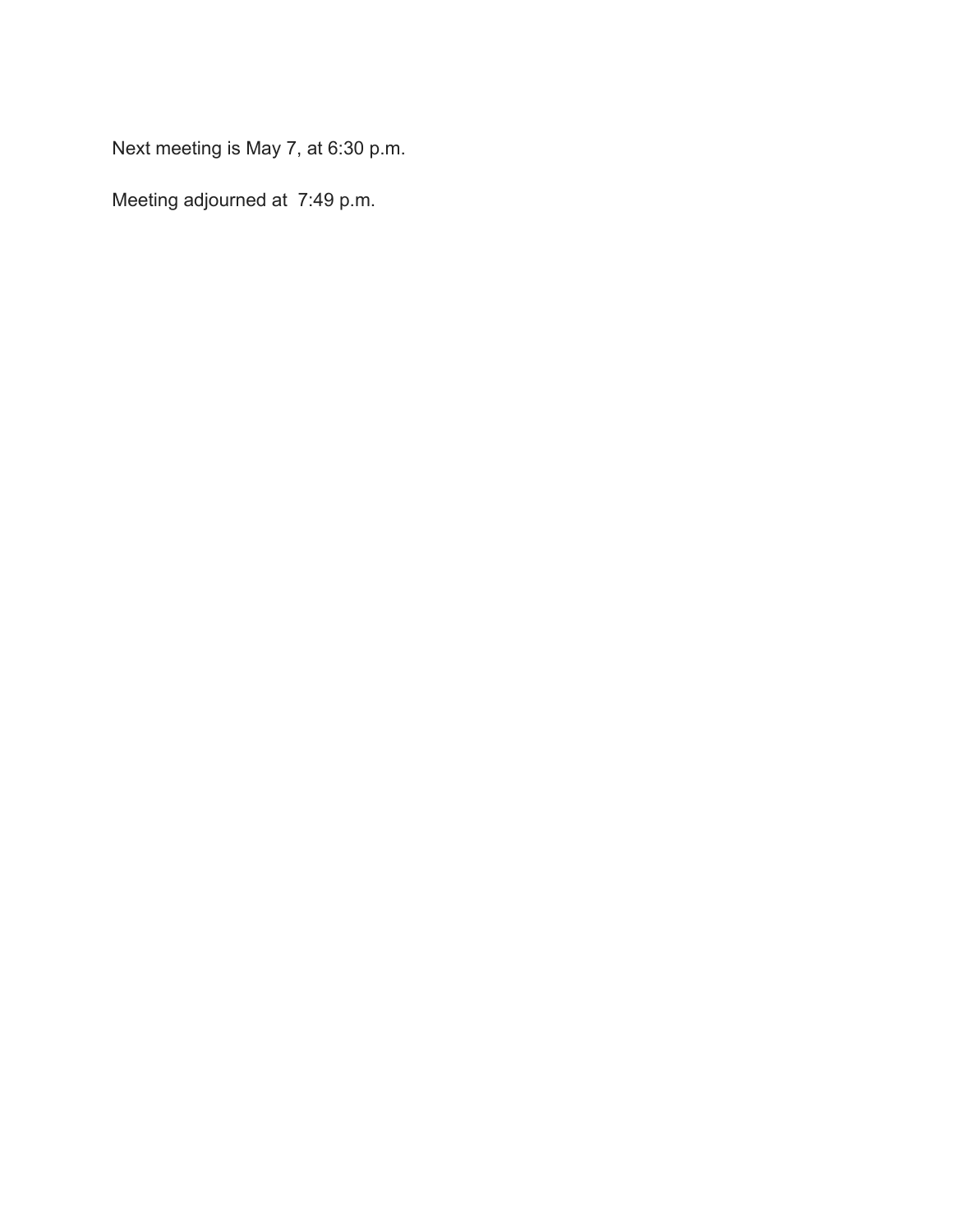Next meeting is May 7, at 6:30 p.m.

Meeting adjourned at 7:49 p.m.